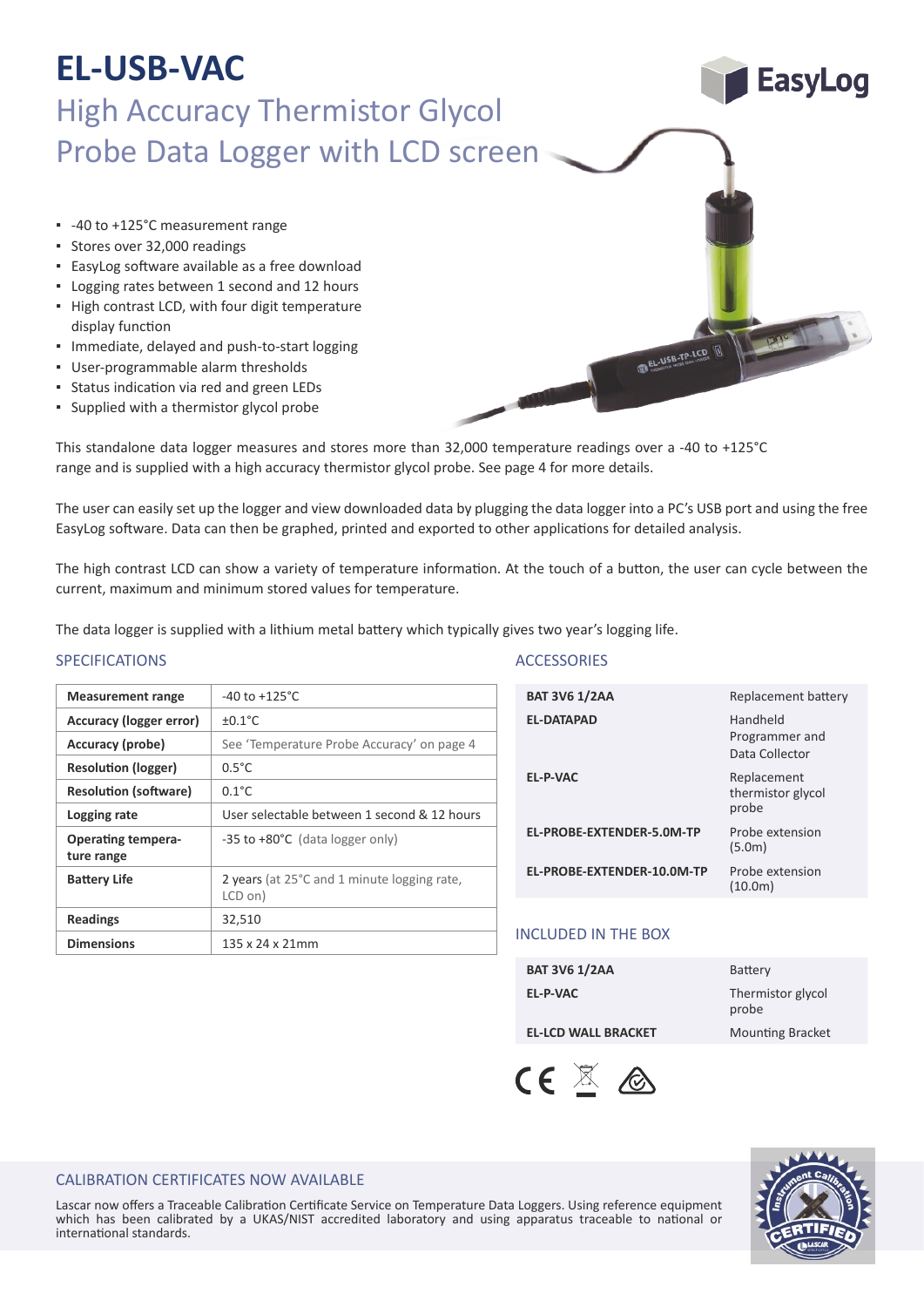# EL-USB-VAC

## High Accuracy Thermistor Glycol Probe Data Logger with LCD screen

- -40 to +125°C measurement range
- Stores over 32,000 readings
- EasyLog software available as a free download
- Logging rates between 1 second and 12 hours
- High contrast LCD, with four digit temperature display function
- Immediate, delayed and push-to-start logging
- User-programmable alarm thresholds
- Status indication via red and green LEDs
- Supplied with a thermistor glycol probe

This standalone data logger measures and stores more than 32,000 temperature readings over a -40 to +125°C range and is supplied with a high accuracy thermistor glycol probe. See page 4 for more details.

The user can easily set up the logger and view downloaded data by plugging the data logger into a PC's USB port and using the free EasyLog software. Data can then be graphed, printed and exported to other applications for detailed analysis.

The high contrast LCD can show a variety of temperature information. At the touch of a button, the user can cycle between the current, maximum and minimum stored values for temperature.

The data logger is supplied with a lithium metal battery which typically gives two year's logging life.

### SPECIFICATIONS

| | |
|---|---|
| **Measurement range** | -40 to +125°C |
| **Accuracy (logger error)** | ±0.1°C |
| **Accuracy (probe)** | See 'Temperature Probe Accuracy' on page 4 |
| **Resolution (logger)** | 0.5°C |
| **Resolution (software)** | 0.1°C |
| **Logging rate** | User selectable between 1 second & 12 hours |
| **Operating temperature range** | -35 to +80°C (data logger only) |
| **Battery Life** | 2 years (at 25°C and 1 minute logging rate, LCD on) |
| **Readings** | 32,510 |
| **Dimensions** | 135 x 24 x 21mm |

### ACCESSORIES

| | |
|---|---|
| **BAT 3V6 1/2AA** | Replacement battery |
| **EL-DATAPAD** | Handheld Programmer and Data Collector |
| **EL-P-VAC** | Replacement thermistor glycol probe |
| **EL-PROBE-EXTENDER-5.0M-TP** | Probe extension (5.0m) |
| **EL-PROBE-EXTENDER-10.0M-TP** | Probe extension (10.0m) |

### INCLUDED IN THE BOX

| | |
|---|---|
| **BAT 3V6 1/2AA** | Battery |
| **EL-P-VAC** | Thermistor glycol probe |
| **EL-LCD WALL BRACKET** | Mounting Bracket |

### CALIBRATION CERTIFICATES NOW AVAILABLE

Lascar now offers a Traceable Calibration Certificate Service on Temperature Data Loggers. Using reference equipment which has been calibrated by a UKAS/NIST accredited laboratory and using apparatus traceable to national or international standards.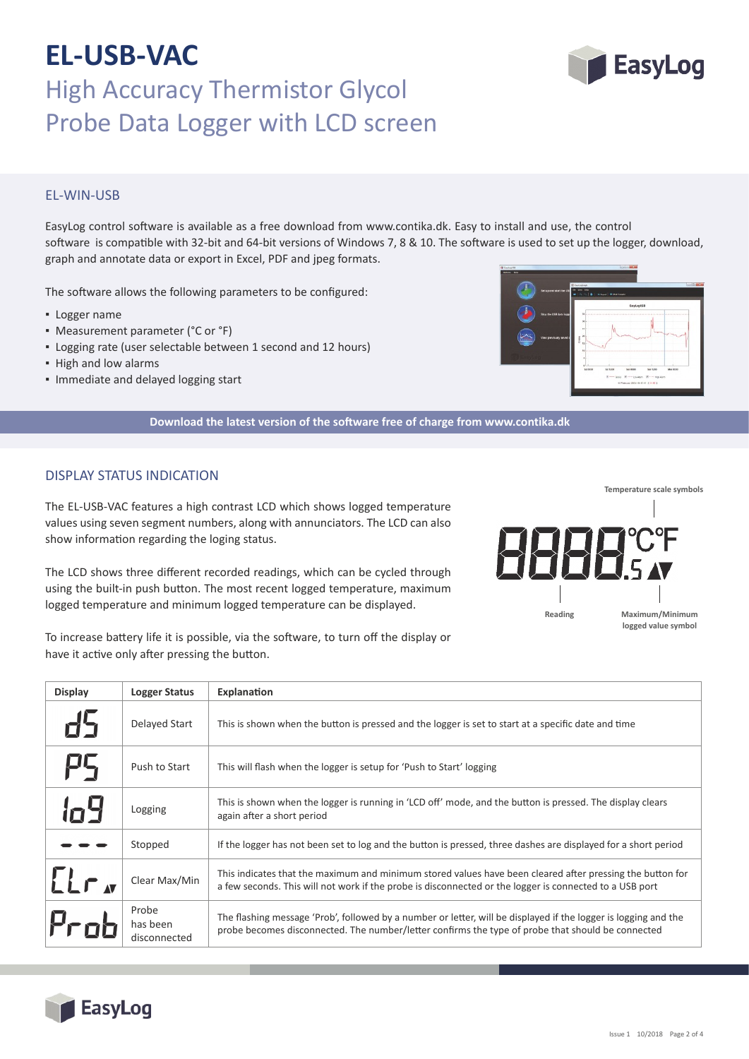# EL-USB-VAC

## High Accuracy Thermistor Glycol Probe Data Logger with LCD screen

### EL-WIN-USB

EasyLog control software is available as a free download from www.contika.dk. Easy to install and use, the control software is compatible with 32-bit and 64-bit versions of Windows 7, 8 & 10. The software is used to set up the logger, download, graph and annotate data or export in Excel, PDF and jpeg formats.

The software allows the following parameters to be configured:

- Logger name
- Measurement parameter (°C or °F)
- Logging rate (user selectable between 1 second and 12 hours)
- High and low alarms
- Immediate and delayed logging start

**Download the latest version of the software free of charge from www.contika.dk**

### DISPLAY STATUS INDICATION

The EL-USB-VAC features a high contrast LCD which shows logged temperature values using seven segment numbers, along with annunciators. The LCD can also show information regarding the loging status.

The LCD shows three different recorded readings, which can be cycled through using the built-in push button. The most recent logged temperature, maximum logged temperature and minimum logged temperature can be displayed.

To increase battery life it is possible, via the software, to turn off the display or have it active only after pressing the button.

Temperature scale symbols

Reading

Maximum/Minimum logged value symbol

| Display | Logger Status | Explanation |
|---|---|---|
| dS | Delayed Start | This is shown when the button is pressed and the logger is set to start at a specific date and time |
| PS | Push to Start | This will flash when the logger is setup for 'Push to Start' logging |
| log | Logging | This is shown when the logger is running in 'LCD off' mode, and the button is pressed. The display clears again after a short period |
| - - - | Stopped | If the logger has not been set to log and the button is pressed, three dashes are displayed for a short period |
| CLr | Clear Max/Min | This indicates that the maximum and minimum stored values have been cleared after pressing the button for a few seconds. This will not work if the probe is disconnected or the logger is connected to a USB port |
| Prob | Probe has been disconnected | The flashing message 'Prob', followed by a number or letter, will be displayed if the logger is logging and the probe becomes disconnected. The number/letter confirms the type of probe that should be connected |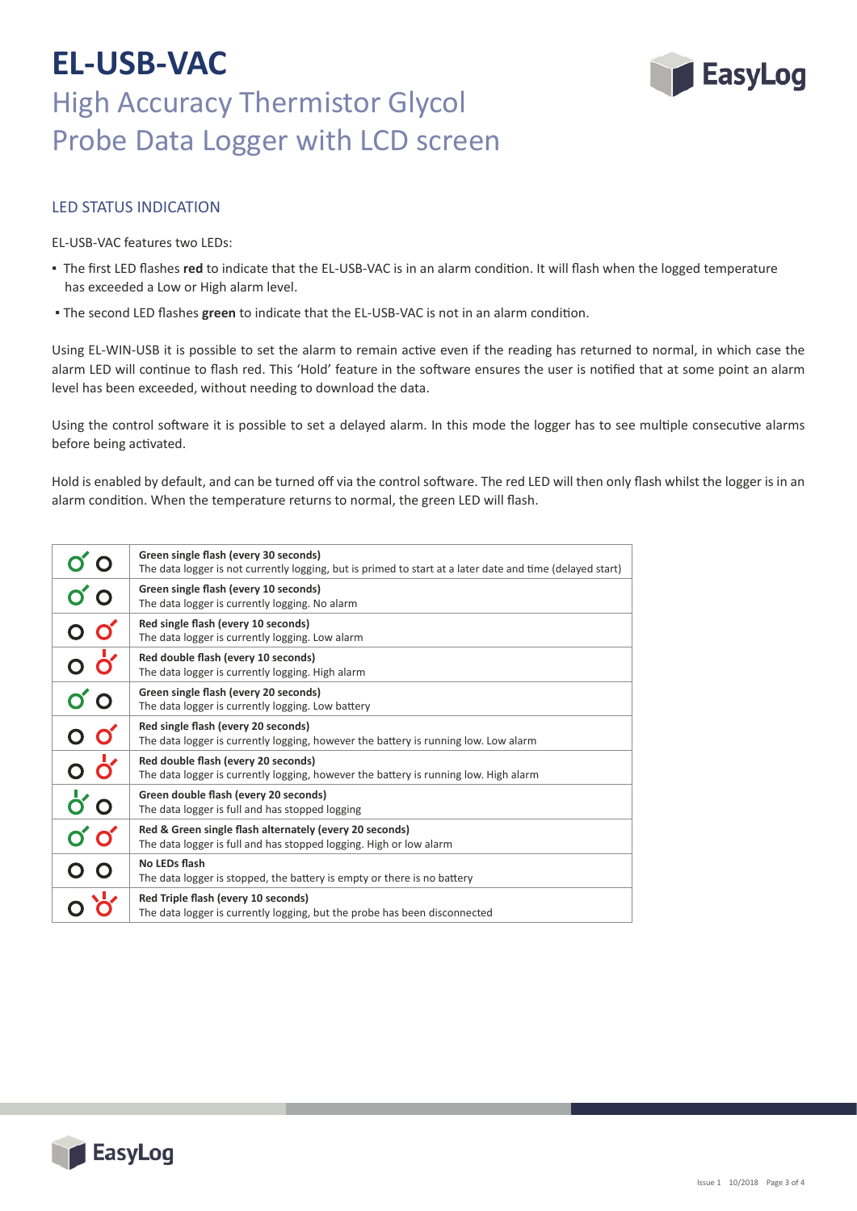# EL-USB-VAC

## High Accuracy Thermistor Glycol Probe Data Logger with LCD screen

### LED STATUS INDICATION

EL-USB-VAC features two LEDs:

- The first LED flashes **red** to indicate that the EL-USB-VAC is in an alarm condition. It will flash when the logged temperature has exceeded a Low or High alarm level.
- The second LED flashes **green** to indicate that the EL-USB-VAC is not in an alarm condition.

Using EL-WIN-USB it is possible to set the alarm to remain active even if the reading has returned to normal, in which case the alarm LED will continue to flash red. This 'Hold' feature in the software ensures the user is notified that at some point an alarm level has been exceeded, without needing to download the data.

Using the control software it is possible to set a delayed alarm. In this mode the logger has to see multiple consecutive alarms before being activated.

Hold is enabled by default, and can be turned off via the control software. The red LED will then only flash whilst the logger is in an alarm condition. When the temperature returns to normal, the green LED will flash.

| LED | Status |
|---|---|
| | **Green single flash (every 30 seconds)**<br>The data logger is not currently logging, but is primed to start at a later date and time (delayed start) |
| | **Green single flash (every 10 seconds)**<br>The data logger is currently logging. No alarm |
| | **Red single flash (every 10 seconds)**<br>The data logger is currently logging. Low alarm |
| | **Red double flash (every 10 seconds)**<br>The data logger is currently logging. High alarm |
| | **Green single flash (every 20 seconds)**<br>The data logger is currently logging. Low battery |
| | **Red single flash (every 20 seconds)**<br>The data logger is currently logging, however the battery is running low. Low alarm |
| | **Red double flash (every 20 seconds)**<br>The data logger is currently logging, however the battery is running low. High alarm |
| | **Green double flash (every 20 seconds)**<br>The data logger is full and has stopped logging |
| | **Red & Green single flash alternately (every 20 seconds)**<br>The data logger is full and has stopped logging. High or low alarm |
| | **No LEDs flash**<br>The data logger is stopped, the battery is empty or there is no battery |
| | **Red Triple flash (every 10 seconds)**<br>The data logger is currently logging, but the probe has been disconnected |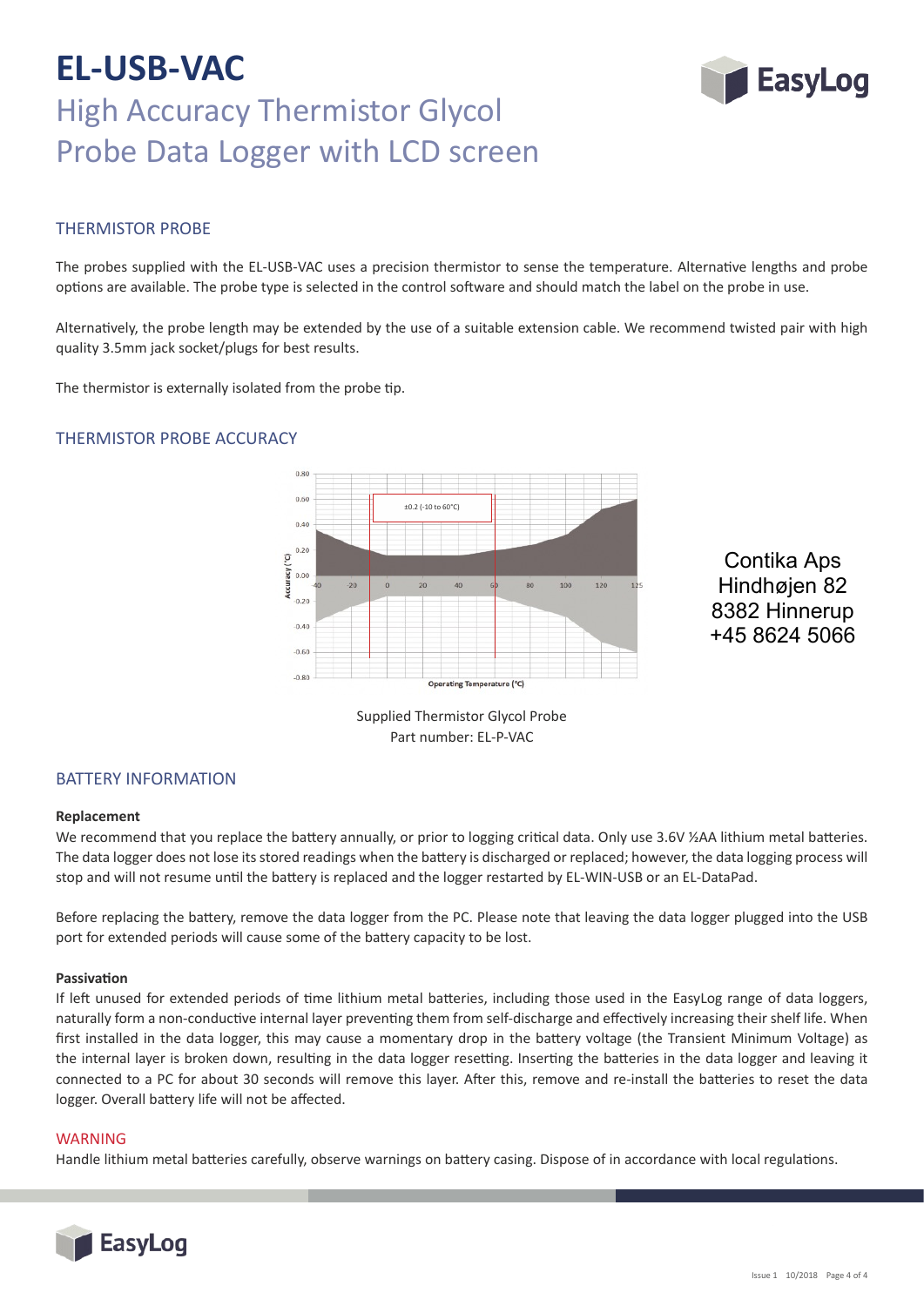# EL-USB-VAC

## High Accuracy Thermistor Glycol Probe Data Logger with LCD screen

### THERMISTOR PROBE

The probes supplied with the EL-USB-VAC uses a precision thermistor to sense the temperature. Alternative lengths and probe options are available. The probe type is selected in the control software and should match the label on the probe in use.

Alternatively, the probe length may be extended by the use of a suitable extension cable. We recommend twisted pair with high quality 3.5mm jack socket/plugs for best results.

The thermistor is externally isolated from the probe tip.

### THERMISTOR PROBE ACCURACY

±0.2 (-10 to 60°C)

Accuracy (°C)

0.80
0.60
0.40
0.20
0.00
-0.20
-0.40
-0.60
-0.80

-40 -20 0 20 40 60 80 100 120 125

Operating Temperature (°C)

Contika Aps
Hindhøjen 82
8382 Hinnerup
+45 8624 5066

Supplied Thermistor Glycol Probe
Part number: EL-P-VAC

### BATTERY INFORMATION

**Replacement**

We recommend that you replace the battery annually, or prior to logging critical data. Only use 3.6V ½AA lithium metal batteries. The data logger does not lose its stored readings when the battery is discharged or replaced; however, the data logging process will stop and will not resume until the battery is replaced and the logger restarted by EL-WIN-USB or an EL-DataPad.

Before replacing the battery, remove the data logger from the PC. Please note that leaving the data logger plugged into the USB port for extended periods will cause some of the battery capacity to be lost.

**Passivation**

If left unused for extended periods of time lithium metal batteries, including those used in the EasyLog range of data loggers, naturally form a non-conductive internal layer preventing them from self-discharge and effectively increasing their shelf life. When first installed in the data logger, this may cause a momentary drop in the battery voltage (the Transient Minimum Voltage) as the internal layer is broken down, resulting in the data logger resetting. Inserting the batteries in the data logger and leaving it connected to a PC for about 30 seconds will remove this layer. After this, remove and re-install the batteries to reset the data logger. Overall battery life will not be affected.

### WARNING

Handle lithium metal batteries carefully, observe warnings on battery casing. Dispose of in accordance with local regulations.